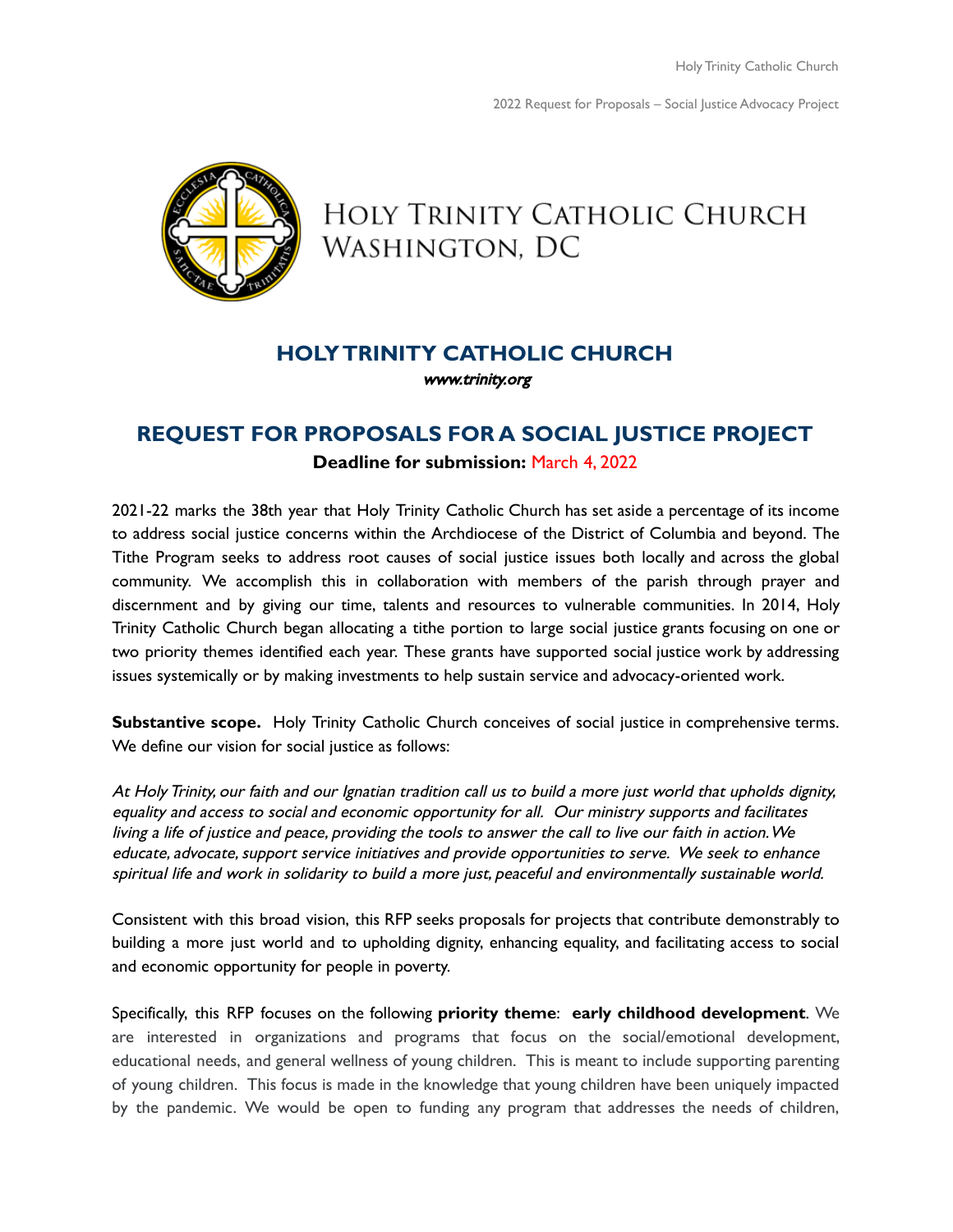# HOLY TRINITY CATHOLIC CHURCH
# WASHINGTON, DC

## HOLY TRINITY CATHOLIC CHURCH

*www.trinity.org*

## REQUEST FOR PROPOSALS FOR A SOCIAL JUSTICE PROJECT

**Deadline for submission:** March 4, 2022

2021-22 marks the 38th year that Holy Trinity Catholic Church has set aside a percentage of its income to address social justice concerns within the Archdiocese of the District of Columbia and beyond. The Tithe Program seeks to address root causes of social justice issues both locally and across the global community. We accomplish this in collaboration with members of the parish through prayer and discernment and by giving our time, talents and resources to vulnerable communities. In 2014, Holy Trinity Catholic Church began allocating a tithe portion to large social justice grants focusing on one or two priority themes identified each year. These grants have supported social justice work by addressing issues systemically or by making investments to help sustain service and advocacy-oriented work.

**Substantive scope.** Holy Trinity Catholic Church conceives of social justice in comprehensive terms. We define our vision for social justice as follows:

*At Holy Trinity, our faith and our Ignatian tradition call us to build a more just world that upholds dignity, equality and access to social and economic opportunity for all. Our ministry supports and facilitates living a life of justice and peace, providing the tools to answer the call to live our faith in action. We educate, advocate, support service initiatives and provide opportunities to serve. We seek to enhance spiritual life and work in solidarity to build a more just, peaceful and environmentally sustainable world.*

Consistent with this broad vision, this RFP seeks proposals for projects that contribute demonstrably to building a more just world and to upholding dignity, enhancing equality, and facilitating access to social and economic opportunity for people in poverty.

Specifically, this RFP focuses on the following **priority theme**: **early childhood development**. We are interested in organizations and programs that focus on the social/emotional development, educational needs, and general wellness of young children. This is meant to include supporting parenting of young children. This focus is made in the knowledge that young children have been uniquely impacted by the pandemic. We would be open to funding any program that addresses the needs of children,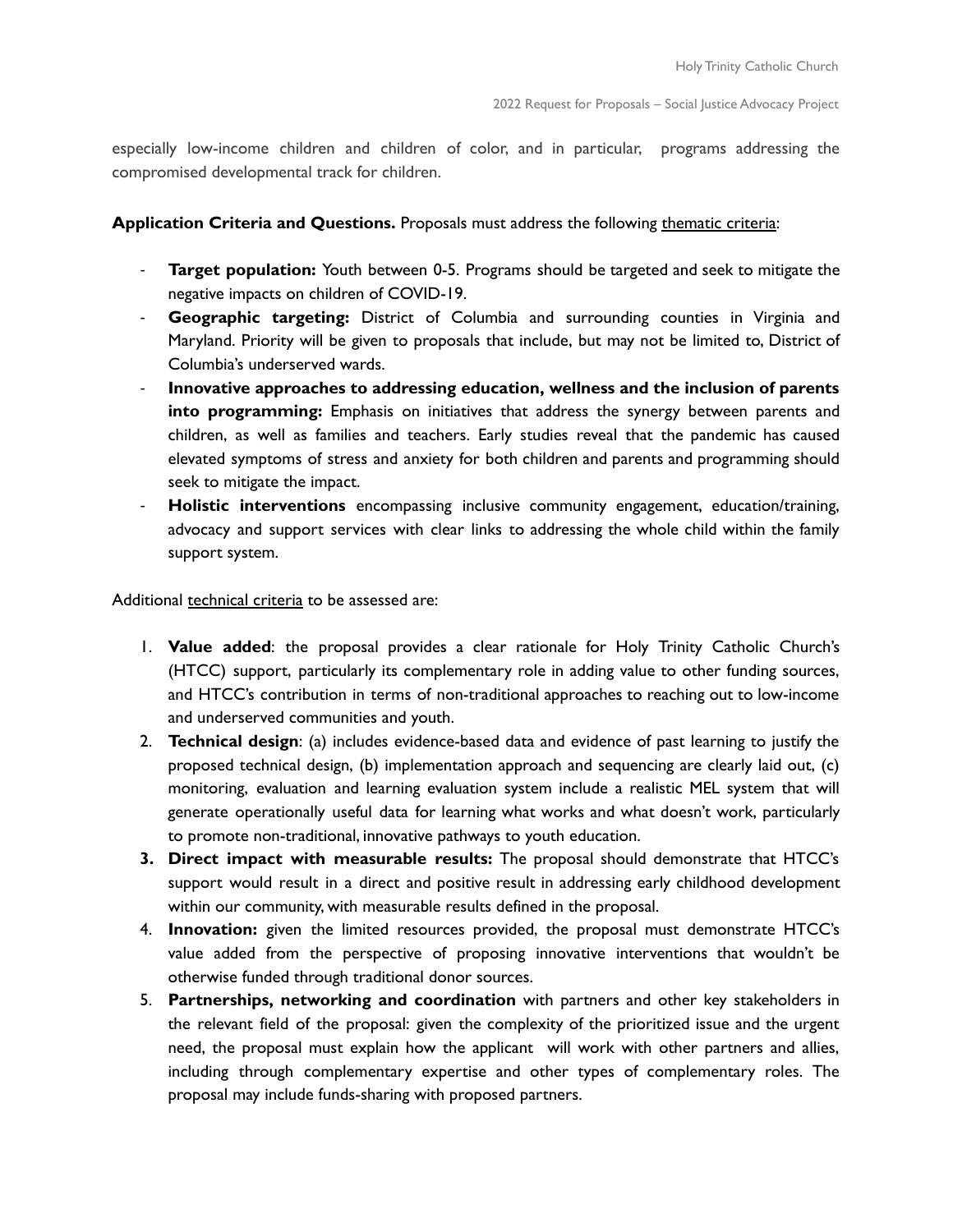especially low-income children and children of color, and in particular, programs addressing the compromised developmental track for children.

**Application Criteria and Questions.** Proposals must address the following <u>thematic criteria</u>:

- **Target population:** Youth between 0-5. Programs should be targeted and seek to mitigate the negative impacts on children of COVID-19.
- **Geographic targeting:** District of Columbia and surrounding counties in Virginia and Maryland. Priority will be given to proposals that include, but may not be limited to, District of Columbia's underserved wards.
- **Innovative approaches to addressing education, wellness and the inclusion of parents into programming:** Emphasis on initiatives that address the synergy between parents and children, as well as families and teachers. Early studies reveal that the pandemic has caused elevated symptoms of stress and anxiety for both children and parents and programming should seek to mitigate the impact.
- **Holistic interventions** encompassing inclusive community engagement, education/training, advocacy and support services with clear links to addressing the whole child within the family support system.

Additional <u>technical criteria</u> to be assessed are:

1. **Value added**: the proposal provides a clear rationale for Holy Trinity Catholic Church's (HTCC) support, particularly its complementary role in adding value to other funding sources, and HTCC's contribution in terms of non-traditional approaches to reaching out to low-income and underserved communities and youth.
2. **Technical design**: (a) includes evidence-based data and evidence of past learning to justify the proposed technical design, (b) implementation approach and sequencing are clearly laid out, (c) monitoring, evaluation and learning evaluation system include a realistic MEL system that will generate operationally useful data for learning what works and what doesn't work, particularly to promote non-traditional, innovative pathways to youth education.
3. **Direct impact with measurable results:** The proposal should demonstrate that HTCC's support would result in a direct and positive result in addressing early childhood development within our community, with measurable results defined in the proposal.
4. **Innovation:** given the limited resources provided, the proposal must demonstrate HTCC's value added from the perspective of proposing innovative interventions that wouldn't be otherwise funded through traditional donor sources.
5. **Partnerships, networking and coordination** with partners and other key stakeholders in the relevant field of the proposal: given the complexity of the prioritized issue and the urgent need, the proposal must explain how the applicant will work with other partners and allies, including through complementary expertise and other types of complementary roles. The proposal may include funds-sharing with proposed partners.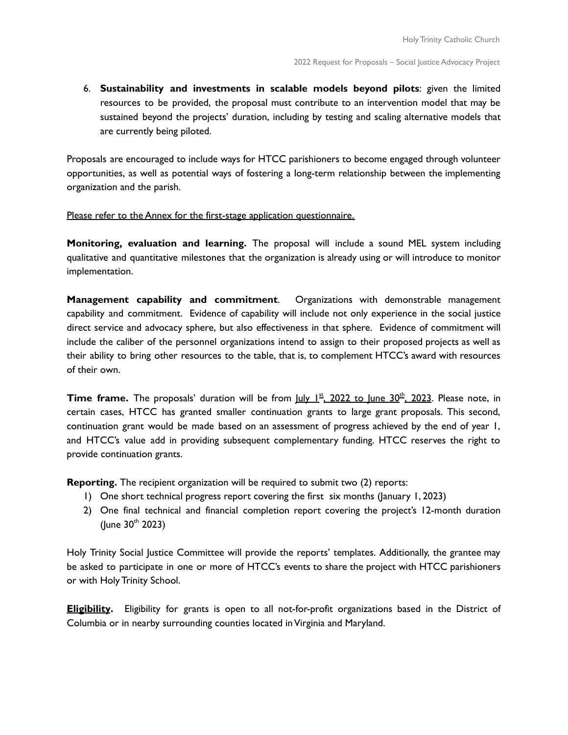6. **Sustainability and investments in scalable models beyond pilots**: given the limited resources to be provided, the proposal must contribute to an intervention model that may be sustained beyond the projects' duration, including by testing and scaling alternative models that are currently being piloted.

Proposals are encouraged to include ways for HTCC parishioners to become engaged through volunteer opportunities, as well as potential ways of fostering a long-term relationship between the implementing organization and the parish.

Please refer to the Annex for the first-stage application questionnaire.

**Monitoring, evaluation and learning.** The proposal will include a sound MEL system including qualitative and quantitative milestones that the organization is already using or will introduce to monitor implementation.

**Management capability and commitment**. Organizations with demonstrable management capability and commitment. Evidence of capability will include not only experience in the social justice direct service and advocacy sphere, but also effectiveness in that sphere. Evidence of commitment will include the caliber of the personnel organizations intend to assign to their proposed projects as well as their ability to bring other resources to the table, that is, to complement HTCC's award with resources of their own.

**Time frame.** The proposals' duration will be from July 1st, 2022 to June 30th, 2023. Please note, in certain cases, HTCC has granted smaller continuation grants to large grant proposals. This second, continuation grant would be made based on an assessment of progress achieved by the end of year 1, and HTCC's value add in providing subsequent complementary funding. HTCC reserves the right to provide continuation grants.

**Reporting.** The recipient organization will be required to submit two (2) reports:

1) One short technical progress report covering the first six months (January 1, 2023)
2) One final technical and financial completion report covering the project's 12-month duration (June 30th 2023)

Holy Trinity Social Justice Committee will provide the reports' templates. Additionally, the grantee may be asked to participate in one or more of HTCC's events to share the project with HTCC parishioners or with Holy Trinity School.

**Eligibility.** Eligibility for grants is open to all not-for-profit organizations based in the District of Columbia or in nearby surrounding counties located in Virginia and Maryland.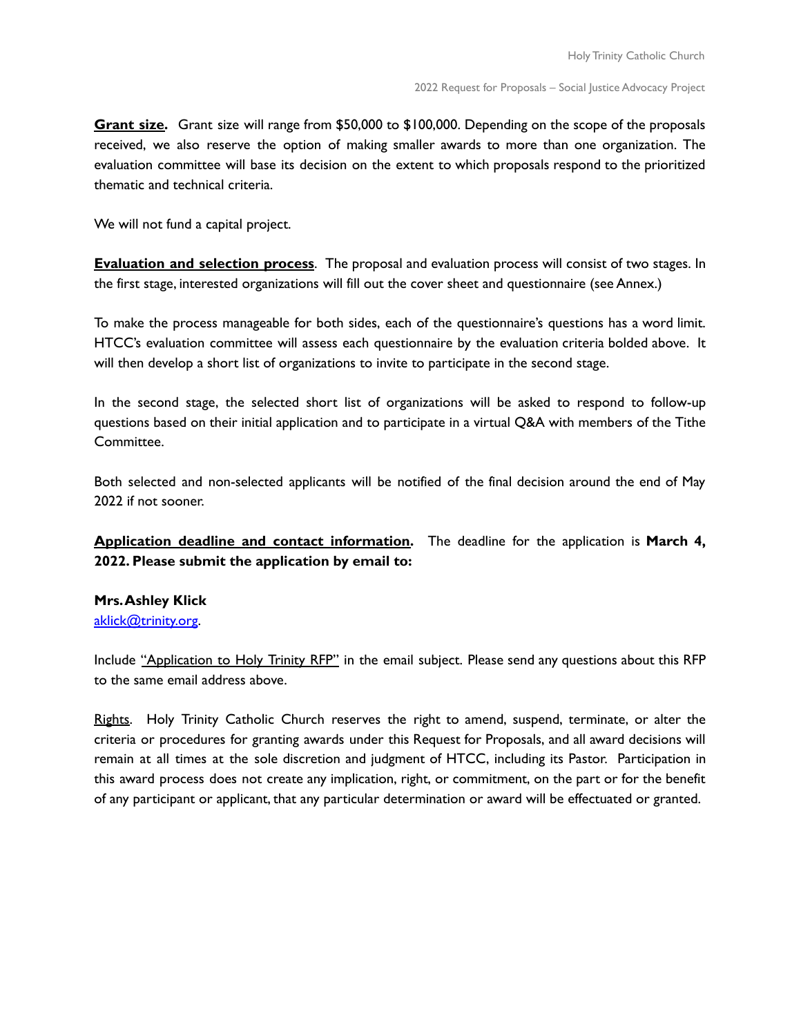**<u>Grant size</u>.** Grant size will range from $50,000 to $100,000. Depending on the scope of the proposals received, we also reserve the option of making smaller awards to more than one organization. The evaluation committee will base its decision on the extent to which proposals respond to the prioritized thematic and technical criteria.

We will not fund a capital project.

**<u>Evaluation and selection process</u>**. The proposal and evaluation process will consist of two stages. In the first stage, interested organizations will fill out the cover sheet and questionnaire (see Annex.)

To make the process manageable for both sides, each of the questionnaire's questions has a word limit. HTCC's evaluation committee will assess each questionnaire by the evaluation criteria bolded above. It will then develop a short list of organizations to invite to participate in the second stage.

In the second stage, the selected short list of organizations will be asked to respond to follow-up questions based on their initial application and to participate in a virtual Q&A with members of the Tithe Committee.

Both selected and non-selected applicants will be notified of the final decision around the end of May 2022 if not sooner.

**<u>Application deadline and contact information</u>.** The deadline for the application is **March 4, 2022. Please submit the application by email to:**

**Mrs. Ashley Klick**
[aklick@trinity.org](mailto:aklick@trinity.org).

Include <u>"Application to Holy Trinity RFP"</u> in the email subject. Please send any questions about this RFP to the same email address above.

<u>Rights</u>. Holy Trinity Catholic Church reserves the right to amend, suspend, terminate, or alter the criteria or procedures for granting awards under this Request for Proposals, and all award decisions will remain at all times at the sole discretion and judgment of HTCC, including its Pastor. Participation in this award process does not create any implication, right, or commitment, on the part or for the benefit of any participant or applicant, that any particular determination or award will be effectuated or granted.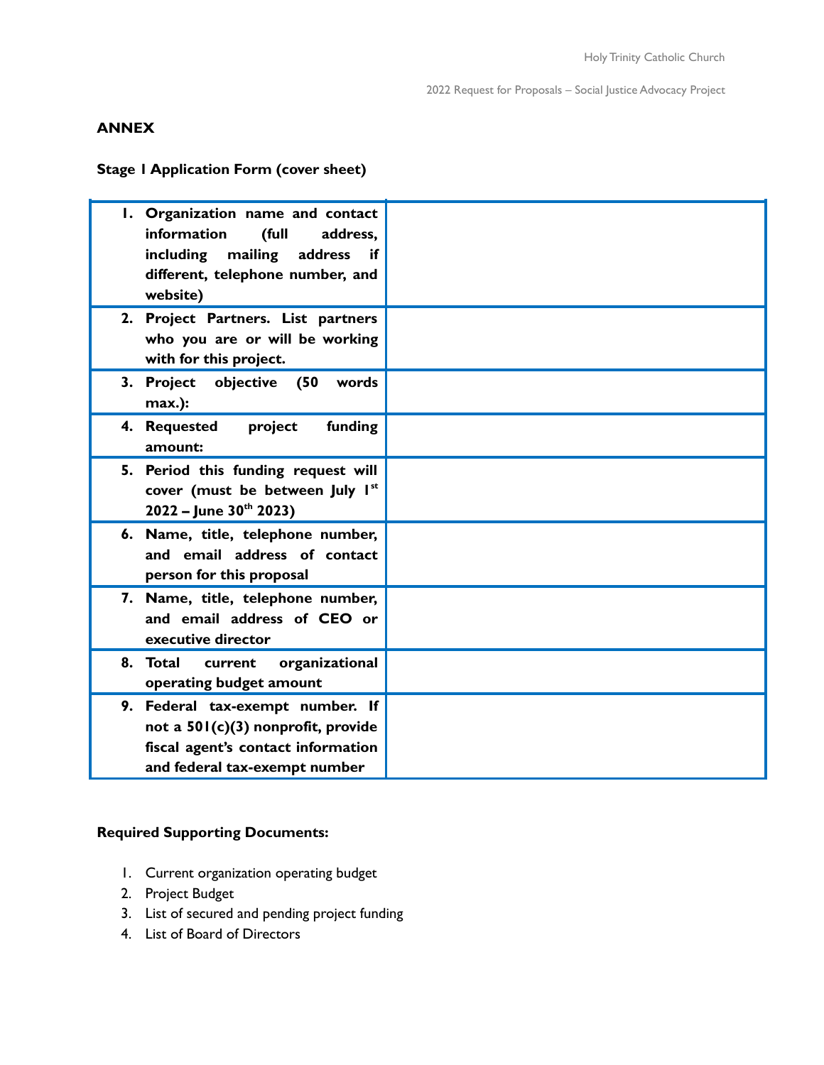## ANNEX

### Stage 1 Application Form (cover sheet)

| | |
|---|---|
| **1. Organization name and contact information (full address, including mailing address if different, telephone number, and website)** | |
| **2. Project Partners. List partners who you are or will be working with for this project.** | |
| **3. Project objective (50 words max.):** | |
| **4. Requested project funding amount:** | |
| **5. Period this funding request will cover (must be between July 1st 2022 – June 30th 2023)** | |
| **6. Name, title, telephone number, and email address of contact person for this proposal** | |
| **7. Name, title, telephone number, and email address of CEO or executive director** | |
| **8. Total current organizational operating budget amount** | |
| **9. Federal tax-exempt number. If not a 501(c)(3) nonprofit, provide fiscal agent's contact information and federal tax-exempt number** | |

**Required Supporting Documents:**

1. Current organization operating budget
2. Project Budget
3. List of secured and pending project funding
4. List of Board of Directors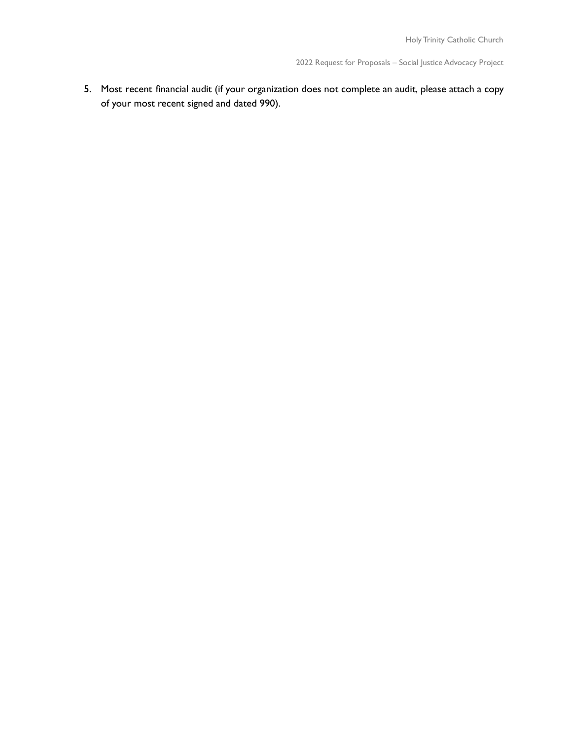5. Most recent financial audit (if your organization does not complete an audit, please attach a copy of your most recent signed and dated 990).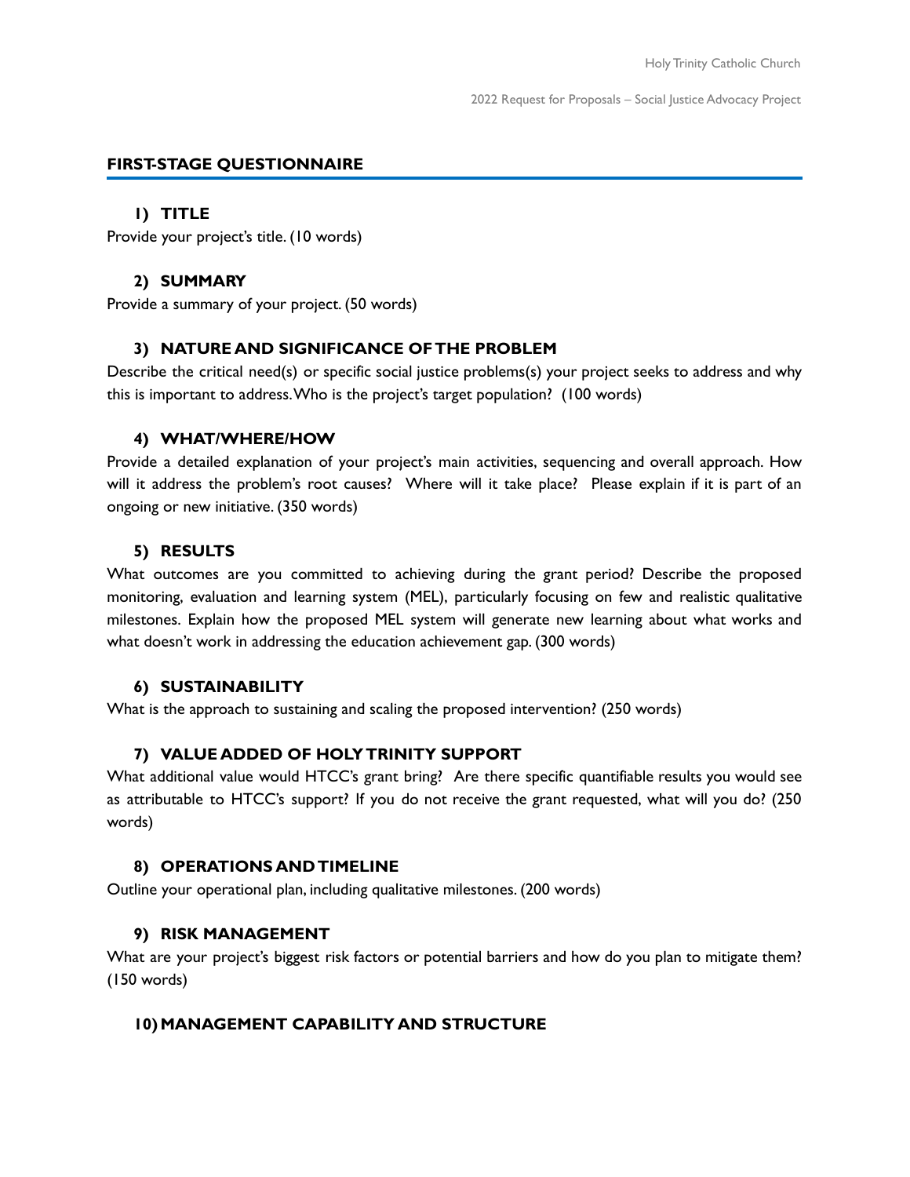## FIRST-STAGE QUESTIONNAIRE

### 1) TITLE

Provide your project's title. (10 words)

### 2) SUMMARY

Provide a summary of your project. (50 words)

### 3) NATURE AND SIGNIFICANCE OF THE PROBLEM

Describe the critical need(s) or specific social justice problems(s) your project seeks to address and why this is important to address. Who is the project's target population? (100 words)

### 4) WHAT/WHERE/HOW

Provide a detailed explanation of your project's main activities, sequencing and overall approach. How will it address the problem's root causes? Where will it take place? Please explain if it is part of an ongoing or new initiative. (350 words)

### 5) RESULTS

What outcomes are you committed to achieving during the grant period? Describe the proposed monitoring, evaluation and learning system (MEL), particularly focusing on few and realistic qualitative milestones. Explain how the proposed MEL system will generate new learning about what works and what doesn't work in addressing the education achievement gap. (300 words)

### 6) SUSTAINABILITY

What is the approach to sustaining and scaling the proposed intervention? (250 words)

### 7) VALUE ADDED OF HOLY TRINITY SUPPORT

What additional value would HTCC's grant bring? Are there specific quantifiable results you would see as attributable to HTCC's support? If you do not receive the grant requested, what will you do? (250 words)

### 8) OPERATIONS AND TIMELINE

Outline your operational plan, including qualitative milestones. (200 words)

### 9) RISK MANAGEMENT

What are your project's biggest risk factors or potential barriers and how do you plan to mitigate them? (150 words)

### 10) MANAGEMENT CAPABILITY AND STRUCTURE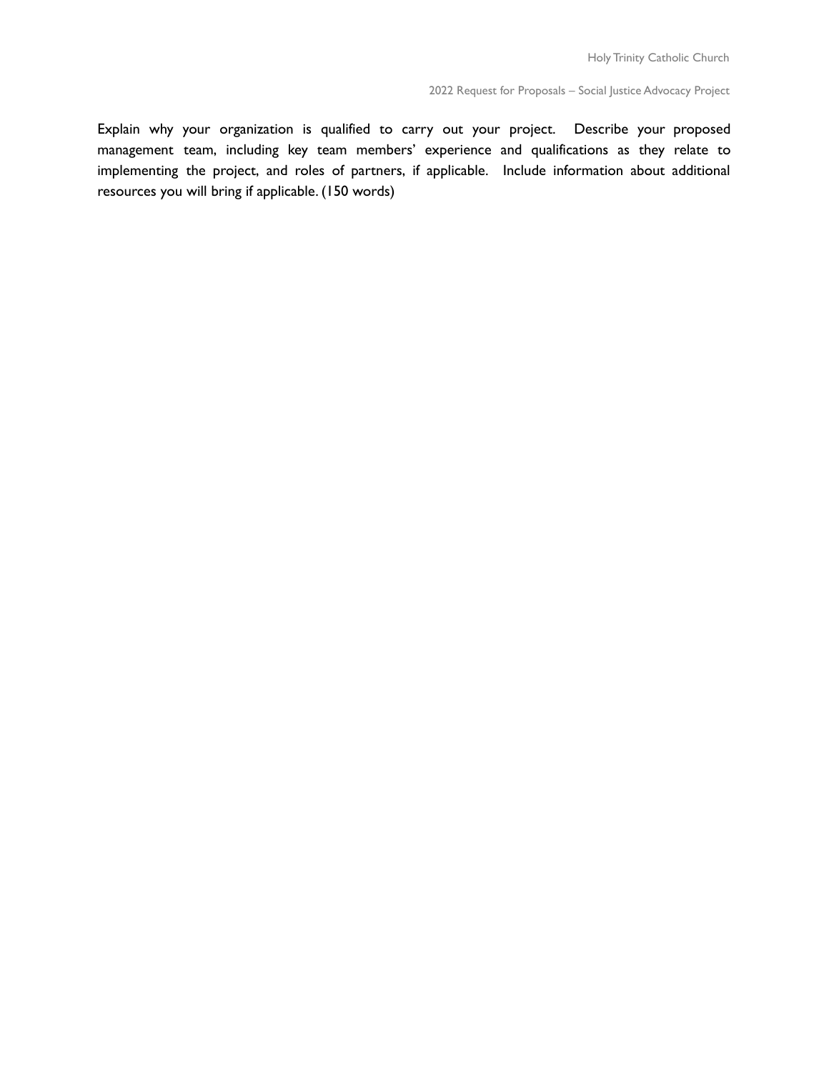Explain why your organization is qualified to carry out your project. Describe your proposed management team, including key team members' experience and qualifications as they relate to implementing the project, and roles of partners, if applicable. Include information about additional resources you will bring if applicable. (150 words)